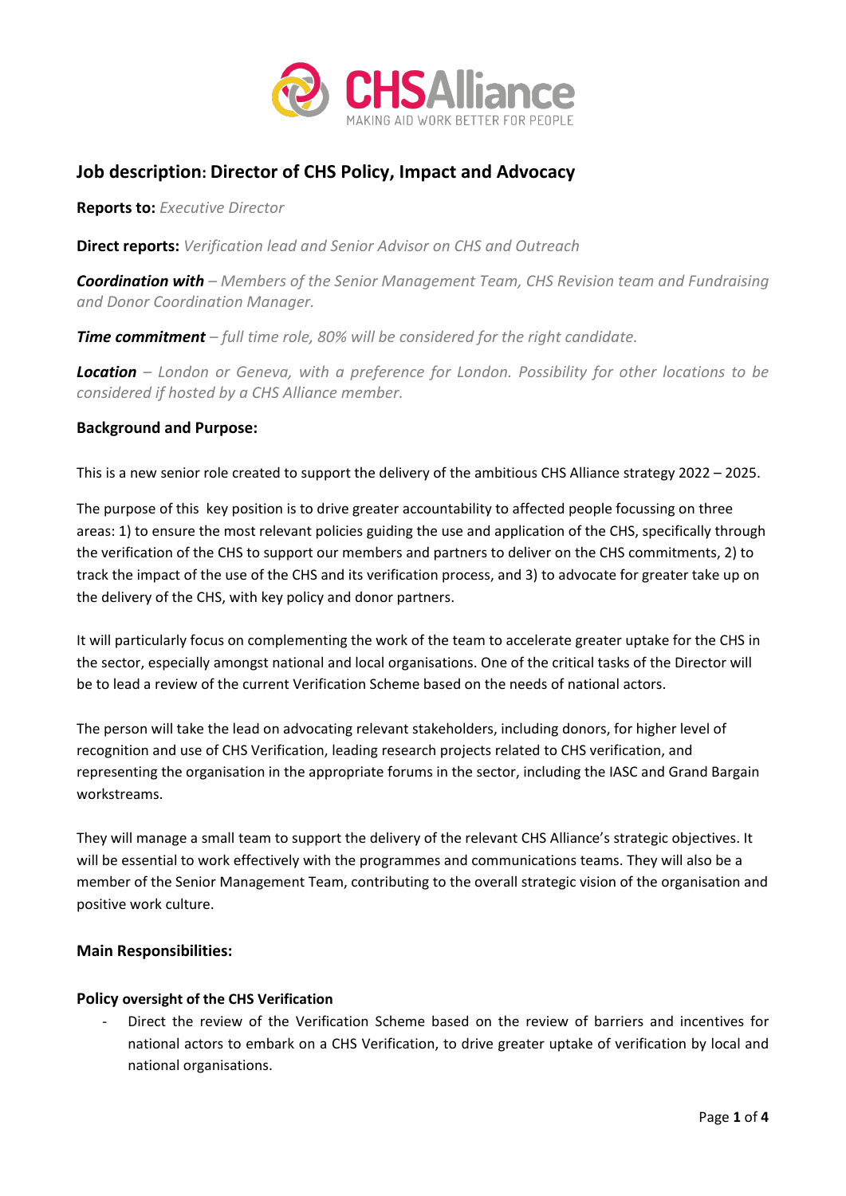# Job description: Director of CHS Policy, Impact and Advocacy

**Reports to:** *Executive Director*

**Direct reports:** *Verification lead and Senior Advisor on CHS and Outreach*

***Coordination with*** *– Members of the Senior Management Team, CHS Revision team and Fundraising and Donor Coordination Manager.*

***Time commitment*** *– full time role, 80% will be considered for the right candidate.*

***Location*** *– London or Geneva, with a preference for London. Possibility for other locations to be considered if hosted by a CHS Alliance member.*

**Background and Purpose:**

This is a new senior role created to support the delivery of the ambitious CHS Alliance strategy 2022 – 2025.

The purpose of this key position is to drive greater accountability to affected people focussing on three areas: 1) to ensure the most relevant policies guiding the use and application of the CHS, specifically through the verification of the CHS to support our members and partners to deliver on the CHS commitments, 2) to track the impact of the use of the CHS and its verification process, and 3) to advocate for greater take up on the delivery of the CHS, with key policy and donor partners.

It will particularly focus on complementing the work of the team to accelerate greater uptake for the CHS in the sector, especially amongst national and local organisations. One of the critical tasks of the Director will be to lead a review of the current Verification Scheme based on the needs of national actors.

The person will take the lead on advocating relevant stakeholders, including donors, for higher level of recognition and use of CHS Verification, leading research projects related to CHS verification, and representing the organisation in the appropriate forums in the sector, including the IASC and Grand Bargain workstreams.

They will manage a small team to support the delivery of the relevant CHS Alliance's strategic objectives. It will be essential to work effectively with the programmes and communications teams. They will also be a member of the Senior Management Team, contributing to the overall strategic vision of the organisation and positive work culture.

**Main Responsibilities:**

**Policy oversight of the CHS Verification**

- Direct the review of the Verification Scheme based on the review of barriers and incentives for national actors to embark on a CHS Verification, to drive greater uptake of verification by local and national organisations.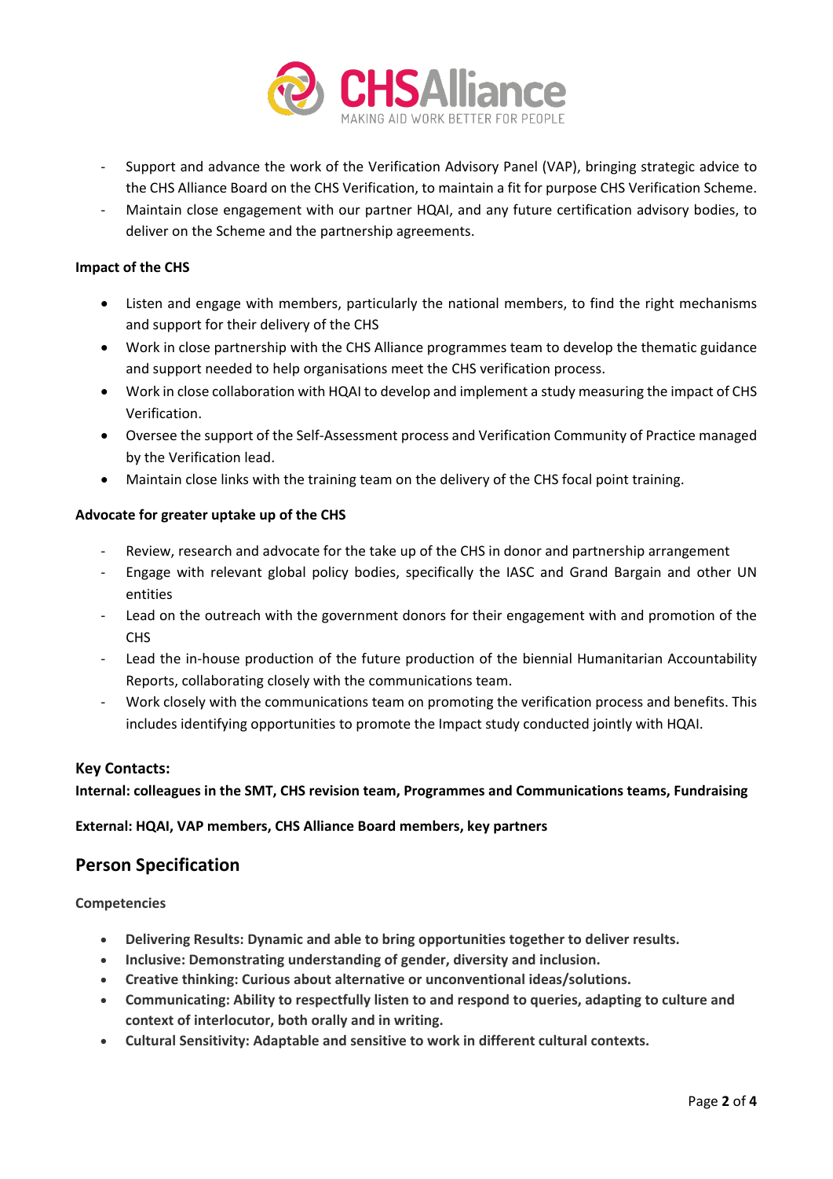- Support and advance the work of the Verification Advisory Panel (VAP), bringing strategic advice to the CHS Alliance Board on the CHS Verification, to maintain a fit for purpose CHS Verification Scheme.
- Maintain close engagement with our partner HQAI, and any future certification advisory bodies, to deliver on the Scheme and the partnership agreements.

**Impact of the CHS**

- Listen and engage with members, particularly the national members, to find the right mechanisms and support for their delivery of the CHS
- Work in close partnership with the CHS Alliance programmes team to develop the thematic guidance and support needed to help organisations meet the CHS verification process.
- Work in close collaboration with HQAI to develop and implement a study measuring the impact of CHS Verification.
- Oversee the support of the Self-Assessment process and Verification Community of Practice managed by the Verification lead.
- Maintain close links with the training team on the delivery of the CHS focal point training.

**Advocate for greater uptake up of the CHS**

- Review, research and advocate for the take up of the CHS in donor and partnership arrangement
- Engage with relevant global policy bodies, specifically the IASC and Grand Bargain and other UN entities
- Lead on the outreach with the government donors for their engagement with and promotion of the CHS
- Lead the in-house production of the future production of the biennial Humanitarian Accountability Reports, collaborating closely with the communications team.
- Work closely with the communications team on promoting the verification process and benefits. This includes identifying opportunities to promote the Impact study conducted jointly with HQAI.

**Key Contacts:**

**Internal: colleagues in the SMT, CHS revision team, Programmes and Communications teams, Fundraising**

**External: HQAI, VAP members, CHS Alliance Board members, key partners**

## Person Specification

**Competencies**

- **Delivering Results: Dynamic and able to bring opportunities together to deliver results.**
- **Inclusive: Demonstrating understanding of gender, diversity and inclusion.**
- **Creative thinking: Curious about alternative or unconventional ideas/solutions.**
- **Communicating: Ability to respectfully listen to and respond to queries, adapting to culture and context of interlocutor, both orally and in writing.**
- **Cultural Sensitivity: Adaptable and sensitive to work in different cultural contexts.**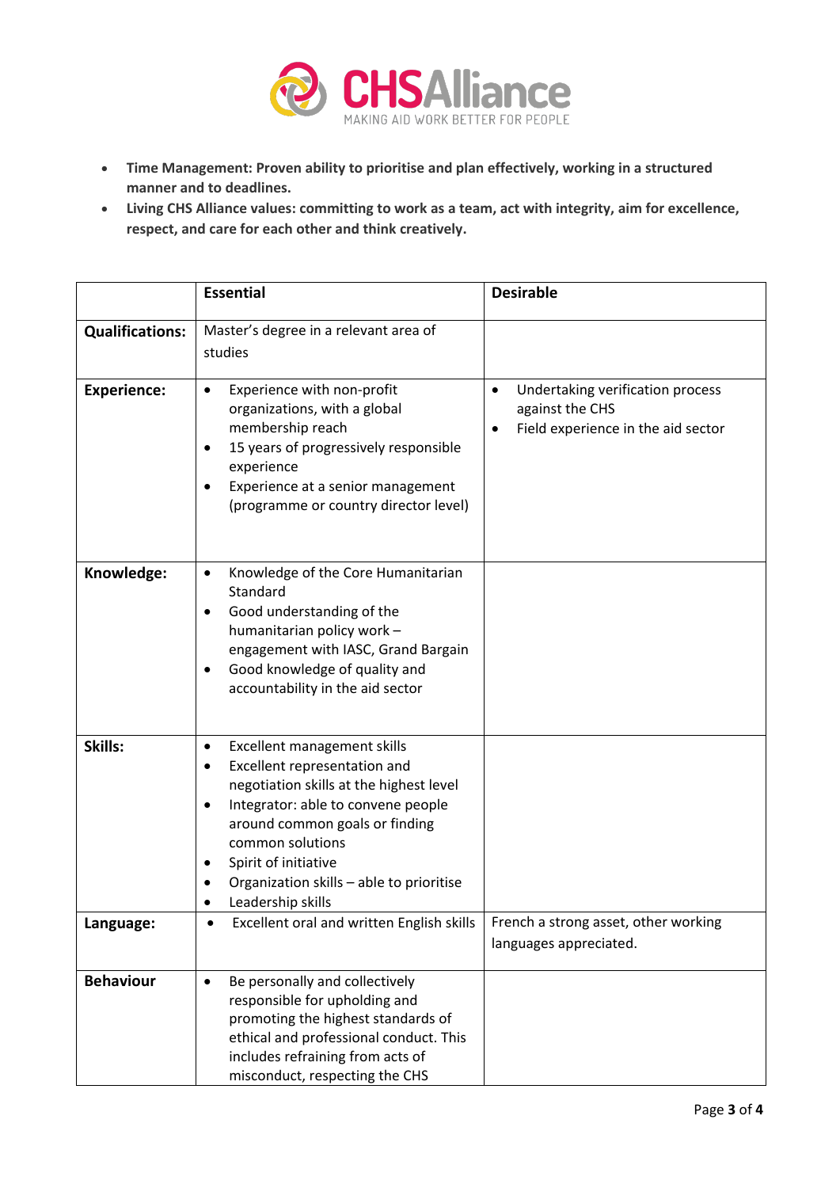- **Time Management: Proven ability to prioritise and plan effectively, working in a structured manner and to deadlines.**
- **Living CHS Alliance values: committing to work as a team, act with integrity, aim for excellence, respect, and care for each other and think creatively.**

| | **Essential** | **Desirable** |
|---|---|---|
| **Qualifications:** | Master's degree in a relevant area of studies | |
| **Experience:** | • Experience with non-profit organizations, with a global membership reach<br>• 15 years of progressively responsible experience<br>• Experience at a senior management (programme or country director level) | • Undertaking verification process against the CHS<br>• Field experience in the aid sector |
| **Knowledge:** | • Knowledge of the Core Humanitarian Standard<br>• Good understanding of the humanitarian policy work – engagement with IASC, Grand Bargain<br>• Good knowledge of quality and accountability in the aid sector | |
| **Skills:** | • Excellent management skills<br>• Excellent representation and negotiation skills at the highest level<br>• Integrator: able to convene people around common goals or finding common solutions<br>• Spirit of initiative<br>• Organization skills – able to prioritise<br>• Leadership skills | |
| **Language:** | • Excellent oral and written English skills | French a strong asset, other working languages appreciated. |
| **Behaviour** | • Be personally and collectively responsible for upholding and promoting the highest standards of ethical and professional conduct. This includes refraining from acts of misconduct, respecting the CHS | |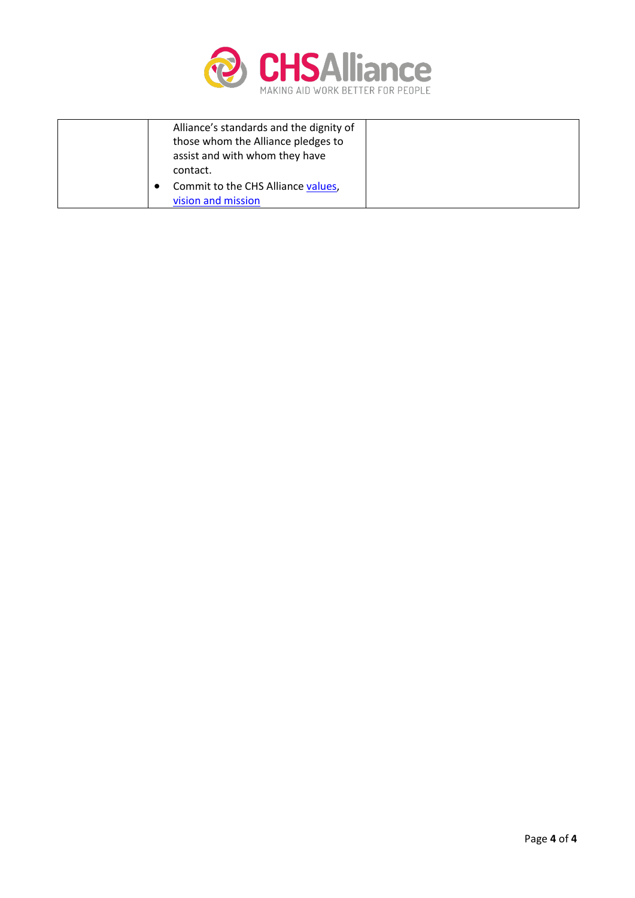| | | |
|---|---|---|
| | Alliance's standards and the dignity of those whom the Alliance pledges to assist and with whom they have contact.<br>• Commit to the CHS Alliance values, vision and mission | |